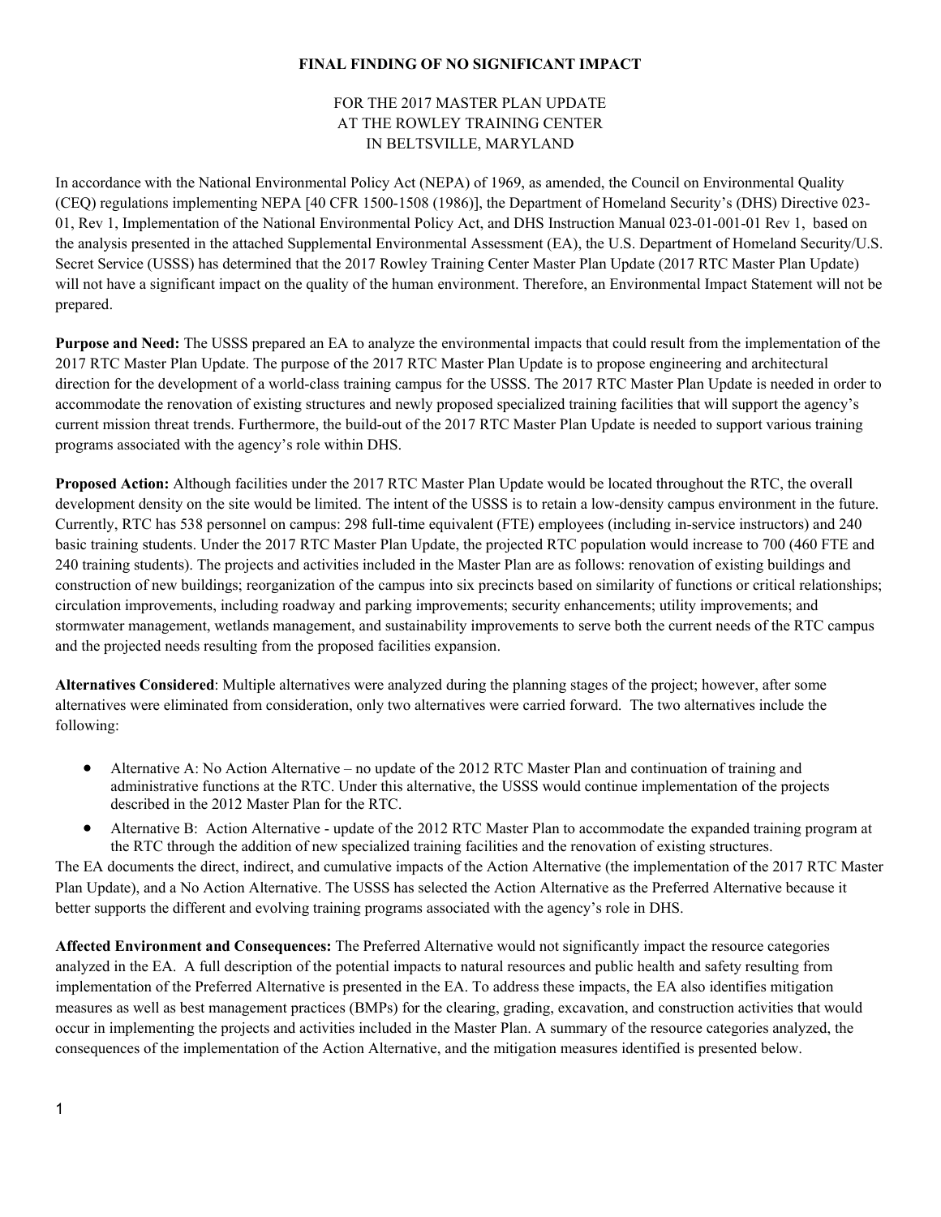# FINAL FINDING OF NO SIGNIFICANT IMPACT

FOR THE 2017 MASTER PLAN UPDATE
AT THE ROWLEY TRAINING CENTER
IN BELTSVILLE, MARYLAND

In accordance with the National Environmental Policy Act (NEPA) of 1969, as amended, the Council on Environmental Quality (CEQ) regulations implementing NEPA [40 CFR 1500-1508 (1986)], the Department of Homeland Security's (DHS) Directive 023-01, Rev 1, Implementation of the National Environmental Policy Act, and DHS Instruction Manual 023-01-001-01 Rev 1, based on the analysis presented in the attached Supplemental Environmental Assessment (EA), the U.S. Department of Homeland Security/U.S. Secret Service (USSS) has determined that the 2017 Rowley Training Center Master Plan Update (2017 RTC Master Plan Update) will not have a significant impact on the quality of the human environment. Therefore, an Environmental Impact Statement will not be prepared.

**Purpose and Need:** The USSS prepared an EA to analyze the environmental impacts that could result from the implementation of the 2017 RTC Master Plan Update. The purpose of the 2017 RTC Master Plan Update is to propose engineering and architectural direction for the development of a world-class training campus for the USSS. The 2017 RTC Master Plan Update is needed in order to accommodate the renovation of existing structures and newly proposed specialized training facilities that will support the agency's current mission threat trends. Furthermore, the build-out of the 2017 RTC Master Plan Update is needed to support various training programs associated with the agency's role within DHS.

**Proposed Action:** Although facilities under the 2017 RTC Master Plan Update would be located throughout the RTC, the overall development density on the site would be limited. The intent of the USSS is to retain a low-density campus environment in the future. Currently, RTC has 538 personnel on campus: 298 full-time equivalent (FTE) employees (including in-service instructors) and 240 basic training students. Under the 2017 RTC Master Plan Update, the projected RTC population would increase to 700 (460 FTE and 240 training students). The projects and activities included in the Master Plan are as follows: renovation of existing buildings and construction of new buildings; reorganization of the campus into six precincts based on similarity of functions or critical relationships; circulation improvements, including roadway and parking improvements; security enhancements; utility improvements; and stormwater management, wetlands management, and sustainability improvements to serve both the current needs of the RTC campus and the projected needs resulting from the proposed facilities expansion.

**Alternatives Considered**: Multiple alternatives were analyzed during the planning stages of the project; however, after some alternatives were eliminated from consideration, only two alternatives were carried forward. The two alternatives include the following:

- Alternative A: No Action Alternative – no update of the 2012 RTC Master Plan and continuation of training and administrative functions at the RTC. Under this alternative, the USSS would continue implementation of the projects described in the 2012 Master Plan for the RTC.
- Alternative B: Action Alternative - update of the 2012 RTC Master Plan to accommodate the expanded training program at the RTC through the addition of new specialized training facilities and the renovation of existing structures.

The EA documents the direct, indirect, and cumulative impacts of the Action Alternative (the implementation of the 2017 RTC Master Plan Update), and a No Action Alternative. The USSS has selected the Action Alternative as the Preferred Alternative because it better supports the different and evolving training programs associated with the agency's role in DHS.

**Affected Environment and Consequences:** The Preferred Alternative would not significantly impact the resource categories analyzed in the EA. A full description of the potential impacts to natural resources and public health and safety resulting from implementation of the Preferred Alternative is presented in the EA. To address these impacts, the EA also identifies mitigation measures as well as best management practices (BMPs) for the clearing, grading, excavation, and construction activities that would occur in implementing the projects and activities included in the Master Plan. A summary of the resource categories analyzed, the consequences of the implementation of the Action Alternative, and the mitigation measures identified is presented below.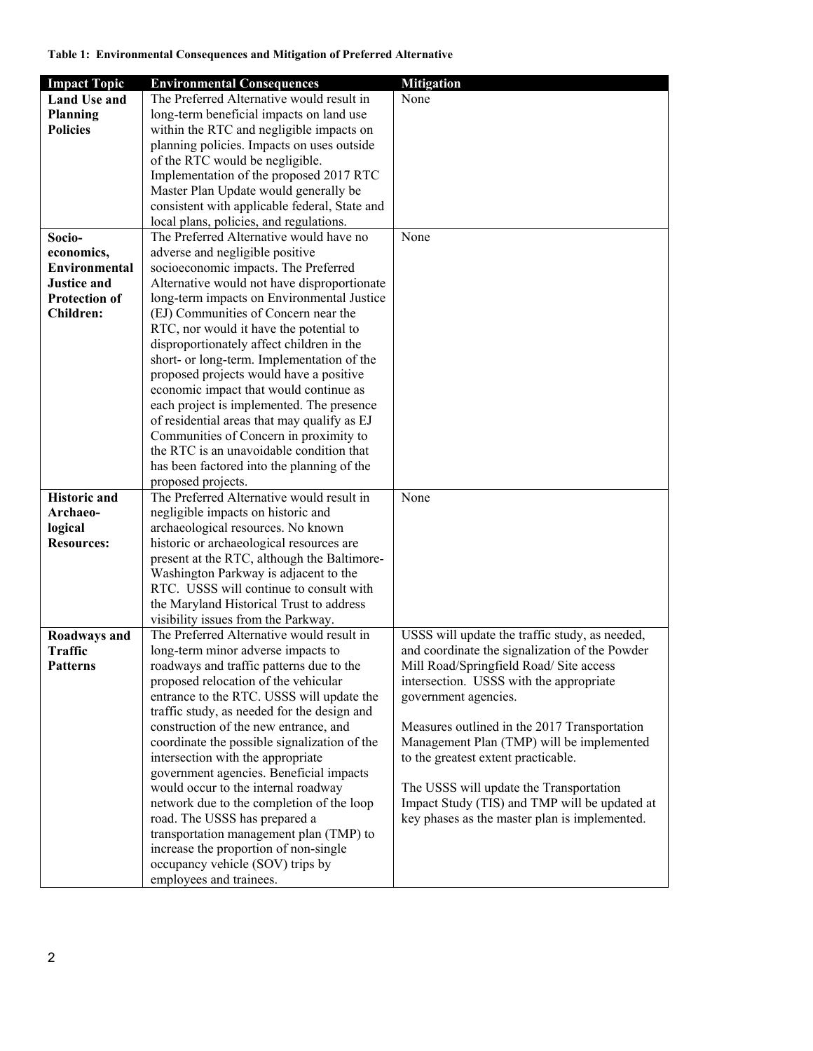**Table 1: Environmental Consequences and Mitigation of Preferred Alternative**

| Impact Topic | Environmental Consequences | Mitigation |
|---|---|---|
| **Land Use and Planning Policies** | The Preferred Alternative would result in long-term beneficial impacts on land use within the RTC and negligible impacts on planning policies. Impacts on uses outside of the RTC would be negligible. Implementation of the proposed 2017 RTC Master Plan Update would generally be consistent with applicable federal, State and local plans, policies, and regulations. | None |
| **Socio-economics, Environmental Justice and Protection of Children:** | The Preferred Alternative would have no adverse and negligible positive socioeconomic impacts. The Preferred Alternative would not have disproportionate long-term impacts on Environmental Justice (EJ) Communities of Concern near the RTC, nor would it have the potential to disproportionately affect children in the short- or long-term. Implementation of the proposed projects would have a positive economic impact that would continue as each project is implemented. The presence of residential areas that may qualify as EJ Communities of Concern in proximity to the RTC is an unavoidable condition that has been factored into the planning of the proposed projects. | None |
| **Historic and Archaeo-logical Resources:** | The Preferred Alternative would result in negligible impacts on historic and archaeological resources. No known historic or archaeological resources are present at the RTC, although the Baltimore-Washington Parkway is adjacent to the RTC. USSS will continue to consult with the Maryland Historical Trust to address visibility issues from the Parkway. | None |
| **Roadways and Traffic Patterns** | The Preferred Alternative would result in long-term minor adverse impacts to roadways and traffic patterns due to the proposed relocation of the vehicular entrance to the RTC. USSS will update the traffic study, as needed for the design and construction of the new entrance, and coordinate the possible signalization of the intersection with the appropriate government agencies. Beneficial impacts would occur to the internal roadway network due to the completion of the loop road. The USSS has prepared a transportation management plan (TMP) to increase the proportion of non-single occupancy vehicle (SOV) trips by employees and trainees. | USSS will update the traffic study, as needed, and coordinate the signalization of the Powder Mill Road/Springfield Road/ Site access intersection. USSS with the appropriate government agencies.<br><br>Measures outlined in the 2017 Transportation Management Plan (TMP) will be implemented to the greatest extent practicable.<br><br>The USSS will update the Transportation Impact Study (TIS) and TMP will be updated at key phases as the master plan is implemented. |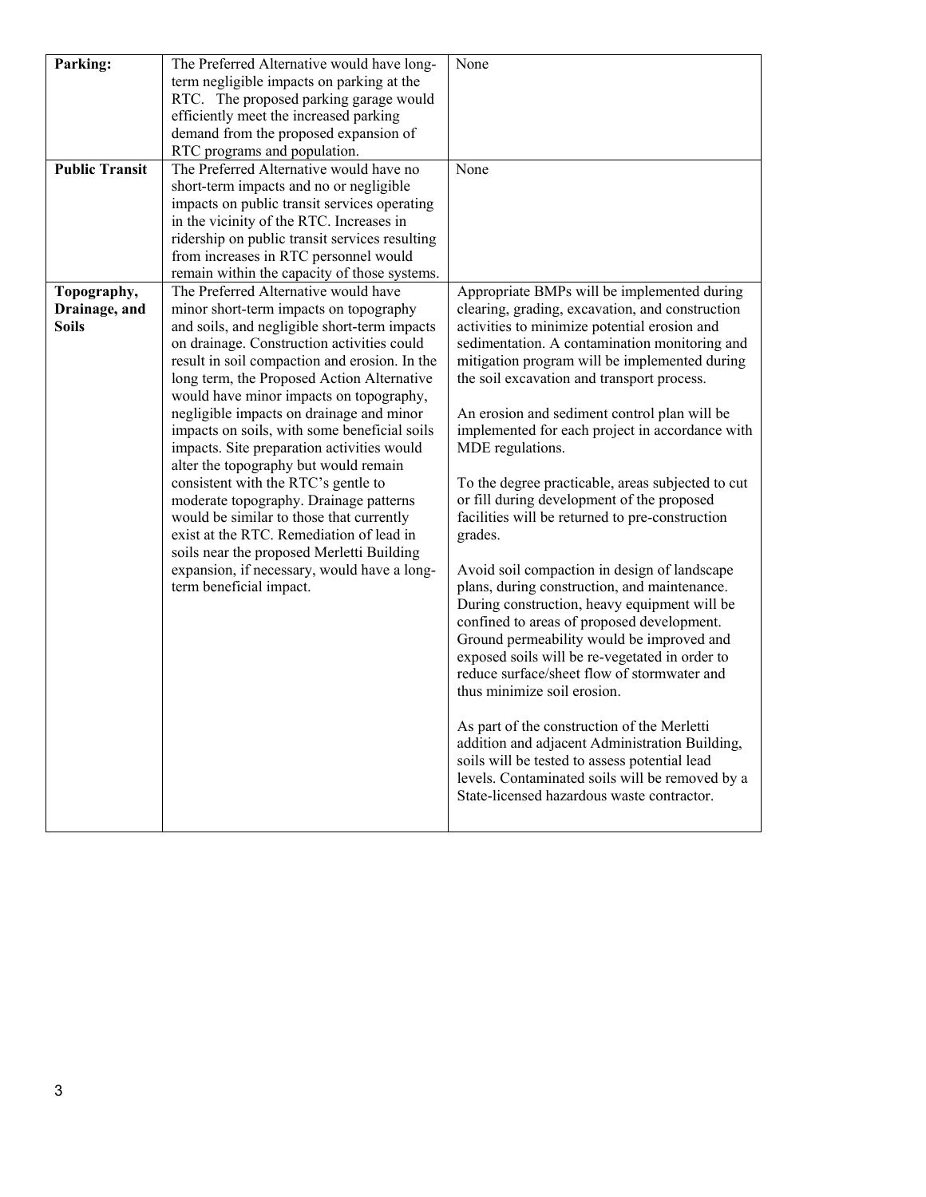| | | |
|---|---|---|
| **Parking:** | The Preferred Alternative would have long-term negligible impacts on parking at the RTC. The proposed parking garage would efficiently meet the increased parking demand from the proposed expansion of RTC programs and population. | None |
| **Public Transit** | The Preferred Alternative would have no short-term impacts and no or negligible impacts on public transit services operating in the vicinity of the RTC. Increases in ridership on public transit services resulting from increases in RTC personnel would remain within the capacity of those systems. | None |
| **Topography, Drainage, and Soils** | The Preferred Alternative would have minor short-term impacts on topography and soils, and negligible short-term impacts on drainage. Construction activities could result in soil compaction and erosion. In the long term, the Proposed Action Alternative would have minor impacts on topography, negligible impacts on drainage and minor impacts on soils, with some beneficial soils impacts. Site preparation activities would alter the topography but would remain consistent with the RTC's gentle to moderate topography. Drainage patterns would be similar to those that currently exist at the RTC. Remediation of lead in soils near the proposed Merletti Building expansion, if necessary, would have a long-term beneficial impact. | Appropriate BMPs will be implemented during clearing, grading, excavation, and construction activities to minimize potential erosion and sedimentation. A contamination monitoring and mitigation program will be implemented during the soil excavation and transport process.<br><br>An erosion and sediment control plan will be implemented for each project in accordance with MDE regulations.<br><br>To the degree practicable, areas subjected to cut or fill during development of the proposed facilities will be returned to pre-construction grades.<br><br>Avoid soil compaction in design of landscape plans, during construction, and maintenance. During construction, heavy equipment will be confined to areas of proposed development. Ground permeability would be improved and exposed soils will be re-vegetated in order to reduce surface/sheet flow of stormwater and thus minimize soil erosion.<br><br>As part of the construction of the Merletti addition and adjacent Administration Building, soils will be tested to assess potential lead levels. Contaminated soils will be removed by a State-licensed hazardous waste contractor. |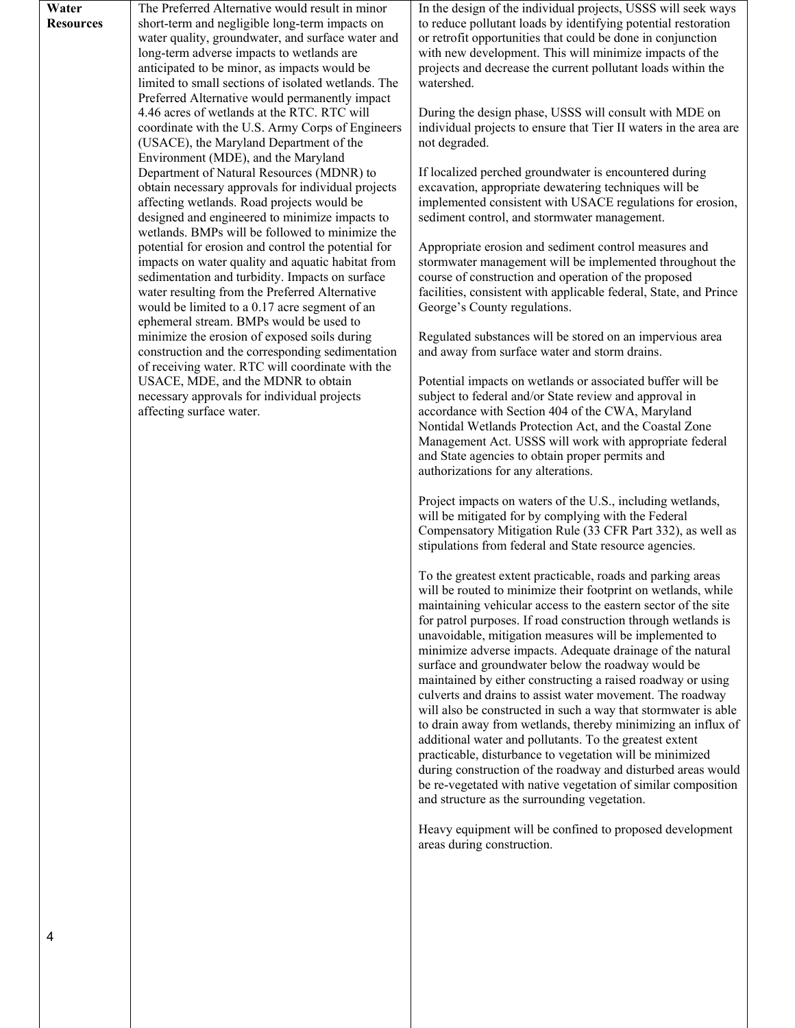| | | |
|---|---|---|
| **Water Resources** | The Preferred Alternative would result in minor short-term and negligible long-term impacts on water quality, groundwater, and surface water and long-term adverse impacts to wetlands are anticipated to be minor, as impacts would be limited to small sections of isolated wetlands. The Preferred Alternative would permanently impact 4.46 acres of wetlands at the RTC. RTC will coordinate with the U.S. Army Corps of Engineers (USACE), the Maryland Department of the Environment (MDE), and the Maryland Department of Natural Resources (MDNR) to obtain necessary approvals for individual projects affecting wetlands. Road projects would be designed and engineered to minimize impacts to wetlands. BMPs will be followed to minimize the potential for erosion and control the potential for impacts on water quality and aquatic habitat from sedimentation and turbidity. Impacts on surface water resulting from the Preferred Alternative would be limited to a 0.17 acre segment of an ephemeral stream. BMPs would be used to minimize the erosion of exposed soils during construction and the corresponding sedimentation of receiving water. RTC will coordinate with the USACE, MDE, and the MDNR to obtain necessary approvals for individual projects affecting surface water. | In the design of the individual projects, USSS will seek ways to reduce pollutant loads by identifying potential restoration or retrofit opportunities that could be done in conjunction with new development. This will minimize impacts of the projects and decrease the current pollutant loads within the watershed.<br><br>During the design phase, USSS will consult with MDE on individual projects to ensure that Tier II waters in the area are not degraded.<br><br>If localized perched groundwater is encountered during excavation, appropriate dewatering techniques will be implemented consistent with USACE regulations for erosion, sediment control, and stormwater management.<br><br>Appropriate erosion and sediment control measures and stormwater management will be implemented throughout the course of construction and operation of the proposed facilities, consistent with applicable federal, State, and Prince George's County regulations.<br><br>Regulated substances will be stored on an impervious area and away from surface water and storm drains.<br><br>Potential impacts on wetlands or associated buffer will be subject to federal and/or State review and approval in accordance with Section 404 of the CWA, Maryland Nontidal Wetlands Protection Act, and the Coastal Zone Management Act. USSS will work with appropriate federal and State agencies to obtain proper permits and authorizations for any alterations.<br><br>Project impacts on waters of the U.S., including wetlands, will be mitigated for by complying with the Federal Compensatory Mitigation Rule (33 CFR Part 332), as well as stipulations from federal and State resource agencies.<br><br>To the greatest extent practicable, roads and parking areas will be routed to minimize their footprint on wetlands, while maintaining vehicular access to the eastern sector of the site for patrol purposes. If road construction through wetlands is unavoidable, mitigation measures will be implemented to minimize adverse impacts. Adequate drainage of the natural surface and groundwater below the roadway would be maintained by either constructing a raised roadway or using culverts and drains to assist water movement. The roadway will also be constructed in such a way that stormwater is able to drain away from wetlands, thereby minimizing an influx of additional water and pollutants. To the greatest extent practicable, disturbance to vegetation will be minimized during construction of the roadway and disturbed areas would be re-vegetated with native vegetation of similar composition and structure as the surrounding vegetation.<br><br>Heavy equipment will be confined to proposed development areas during construction. |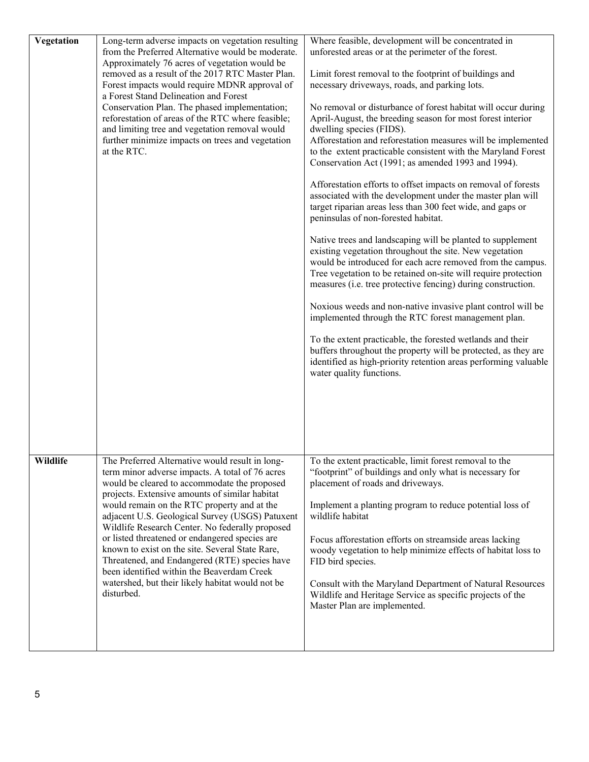| | | |
|---|---|---|
| **Vegetation** | Long-term adverse impacts on vegetation resulting from the Preferred Alternative would be moderate. Approximately 76 acres of vegetation would be removed as a result of the 2017 RTC Master Plan. Forest impacts would require MDNR approval of a Forest Stand Delineation and Forest Conservation Plan. The phased implementation; reforestation of areas of the RTC where feasible; and limiting tree and vegetation removal would further minimize impacts on trees and vegetation at the RTC. | Where feasible, development will be concentrated in unforested areas or at the perimeter of the forest.<br><br>Limit forest removal to the footprint of buildings and necessary driveways, roads, and parking lots.<br><br>No removal or disturbance of forest habitat will occur during April-August, the breeding season for most forest interior dwelling species (FIDS).<br>Afforestation and reforestation measures will be implemented to the extent practicable consistent with the Maryland Forest Conservation Act (1991; as amended 1993 and 1994).<br><br>Afforestation efforts to offset impacts on removal of forests associated with the development under the master plan will target riparian areas less than 300 feet wide, and gaps or peninsulas of non-forested habitat.<br><br>Native trees and landscaping will be planted to supplement existing vegetation throughout the site. New vegetation would be introduced for each acre removed from the campus. Tree vegetation to be retained on-site will require protection measures (i.e. tree protective fencing) during construction.<br><br>Noxious weeds and non-native invasive plant control will be implemented through the RTC forest management plan.<br><br>To the extent practicable, the forested wetlands and their buffers throughout the property will be protected, as they are identified as high-priority retention areas performing valuable water quality functions. |
| **Wildlife** | The Preferred Alternative would result in long-term minor adverse impacts. A total of 76 acres would be cleared to accommodate the proposed projects. Extensive amounts of similar habitat would remain on the RTC property and at the adjacent U.S. Geological Survey (USGS) Patuxent Wildlife Research Center. No federally proposed or listed threatened or endangered species are known to exist on the site. Several State Rare, Threatened, and Endangered (RTE) species have been identified within the Beaverdam Creek watershed, but their likely habitat would not be disturbed. | To the extent practicable, limit forest removal to the "footprint" of buildings and only what is necessary for placement of roads and driveways.<br><br>Implement a planting program to reduce potential loss of wildlife habitat<br><br>Focus afforestation efforts on streamside areas lacking woody vegetation to help minimize effects of habitat loss to FID bird species.<br><br>Consult with the Maryland Department of Natural Resources Wildlife and Heritage Service as specific projects of the Master Plan are implemented. |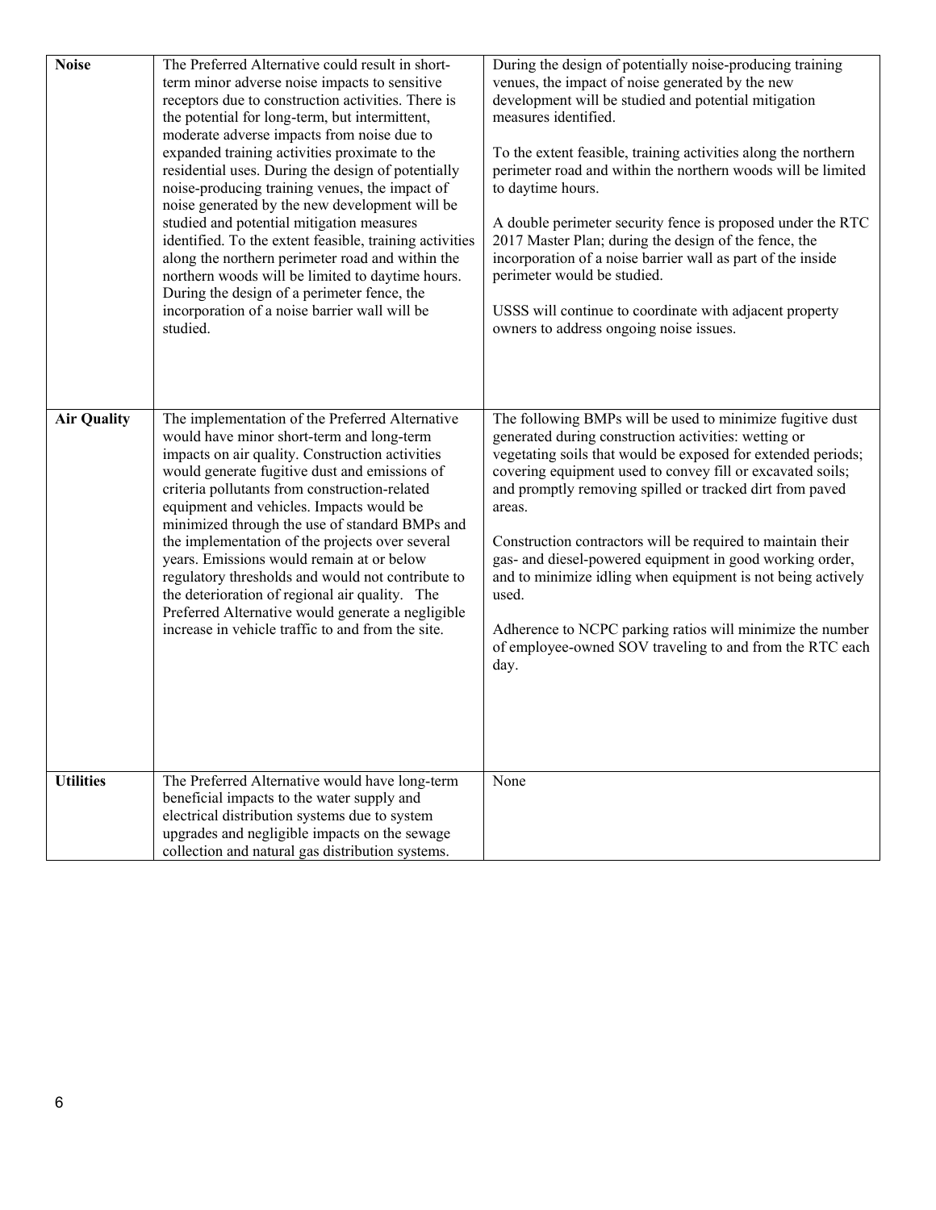| | | |
|---|---|---|
| **Noise** | The Preferred Alternative could result in short-term minor adverse noise impacts to sensitive receptors due to construction activities. There is the potential for long-term, but intermittent, moderate adverse impacts from noise due to expanded training activities proximate to the residential uses. During the design of potentially noise-producing training venues, the impact of noise generated by the new development will be studied and potential mitigation measures identified. To the extent feasible, training activities along the northern perimeter road and within the northern woods will be limited to daytime hours. During the design of a perimeter fence, the incorporation of a noise barrier wall will be studied. | During the design of potentially noise-producing training venues, the impact of noise generated by the new development will be studied and potential mitigation measures identified.<br><br>To the extent feasible, training activities along the northern perimeter road and within the northern woods will be limited to daytime hours.<br><br>A double perimeter security fence is proposed under the RTC 2017 Master Plan; during the design of the fence, the incorporation of a noise barrier wall as part of the inside perimeter would be studied.<br><br>USSS will continue to coordinate with adjacent property owners to address ongoing noise issues. |
| **Air Quality** | The implementation of the Preferred Alternative would have minor short-term and long-term impacts on air quality. Construction activities would generate fugitive dust and emissions of criteria pollutants from construction-related equipment and vehicles. Impacts would be minimized through the use of standard BMPs and the implementation of the projects over several years. Emissions would remain at or below regulatory thresholds and would not contribute to the deterioration of regional air quality. The Preferred Alternative would generate a negligible increase in vehicle traffic to and from the site. | The following BMPs will be used to minimize fugitive dust generated during construction activities: wetting or vegetating soils that would be exposed for extended periods; covering equipment used to convey fill or excavated soils; and promptly removing spilled or tracked dirt from paved areas.<br><br>Construction contractors will be required to maintain their gas- and diesel-powered equipment in good working order, and to minimize idling when equipment is not being actively used.<br><br>Adherence to NCPC parking ratios will minimize the number of employee-owned SOV traveling to and from the RTC each day. |
| **Utilities** | The Preferred Alternative would have long-term beneficial impacts to the water supply and electrical distribution systems due to system upgrades and negligible impacts on the sewage collection and natural gas distribution systems. | None |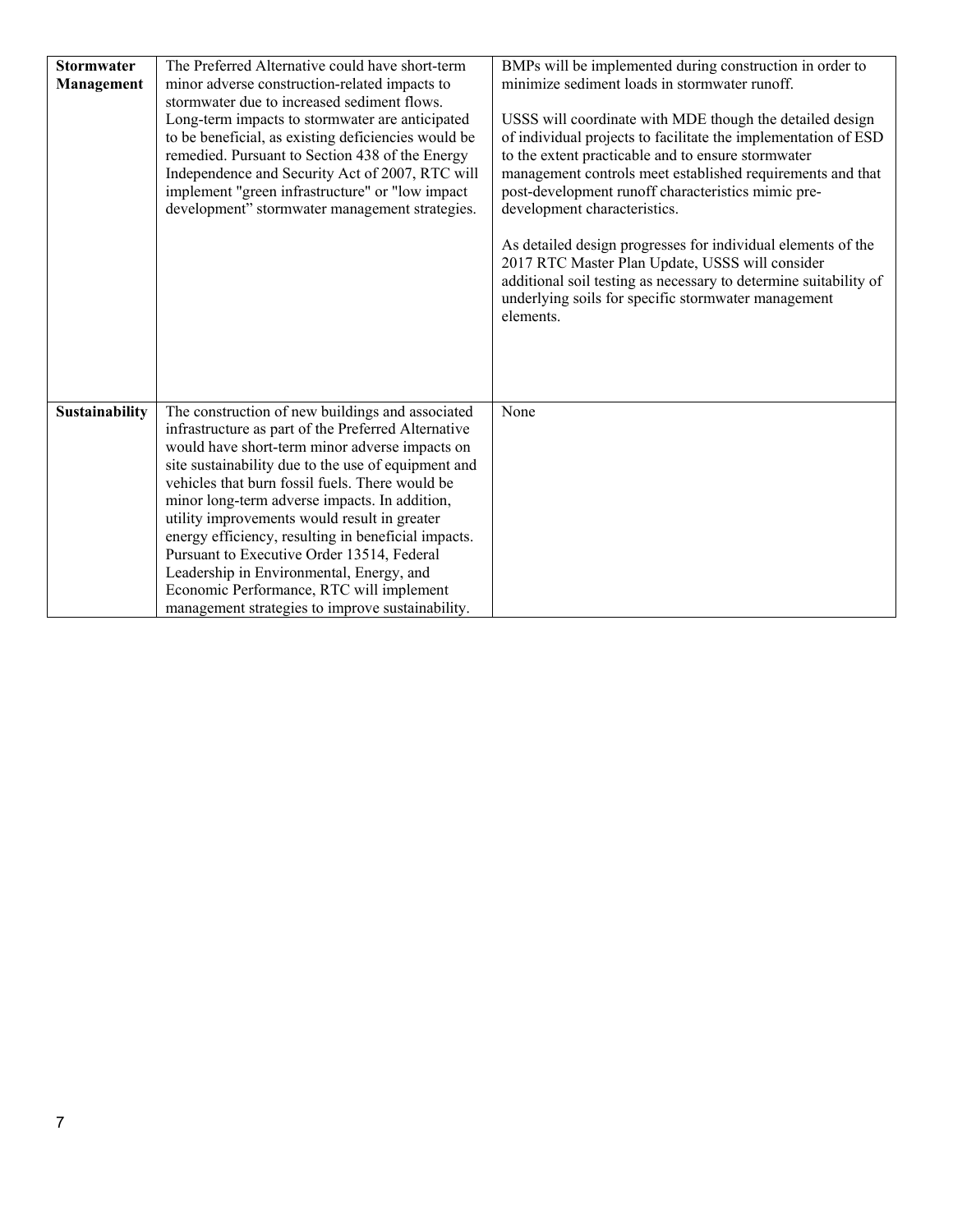| | | |
|---|---|---|
| **Stormwater Management** | The Preferred Alternative could have short-term minor adverse construction-related impacts to stormwater due to increased sediment flows. Long-term impacts to stormwater are anticipated to be beneficial, as existing deficiencies would be remedied. Pursuant to Section 438 of the Energy Independence and Security Act of 2007, RTC will implement "green infrastructure" or "low impact development" stormwater management strategies. | BMPs will be implemented during construction in order to minimize sediment loads in stormwater runoff.<br><br>USSS will coordinate with MDE though the detailed design of individual projects to facilitate the implementation of ESD to the extent practicable and to ensure stormwater management controls meet established requirements and that post-development runoff characteristics mimic pre-development characteristics.<br><br>As detailed design progresses for individual elements of the 2017 RTC Master Plan Update, USSS will consider additional soil testing as necessary to determine suitability of underlying soils for specific stormwater management elements. |
| **Sustainability** | The construction of new buildings and associated infrastructure as part of the Preferred Alternative would have short-term minor adverse impacts on site sustainability due to the use of equipment and vehicles that burn fossil fuels. There would be minor long-term adverse impacts. In addition, utility improvements would result in greater energy efficiency, resulting in beneficial impacts. Pursuant to Executive Order 13514, Federal Leadership in Environmental, Energy, and Economic Performance, RTC will implement management strategies to improve sustainability. | None |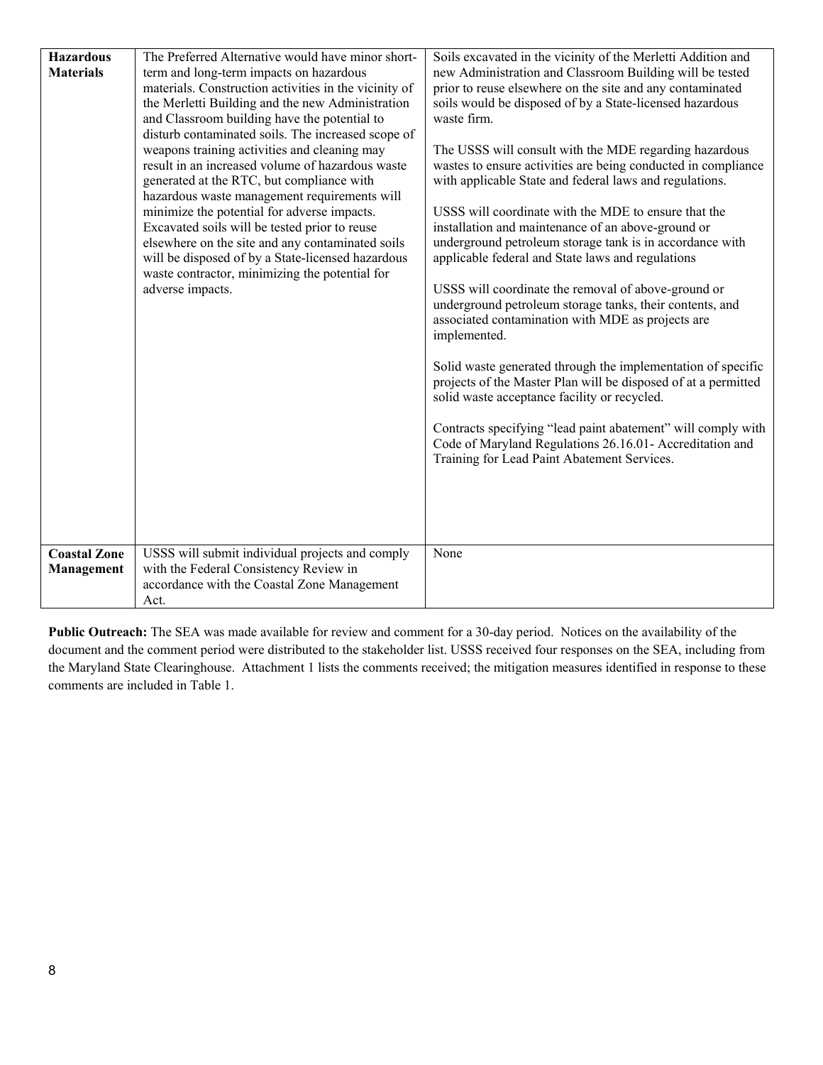| | | |
|---|---|---|
| **Hazardous Materials** | The Preferred Alternative would have minor short-term and long-term impacts on hazardous materials. Construction activities in the vicinity of the Merletti Building and the new Administration and Classroom building have the potential to disturb contaminated soils. The increased scope of weapons training activities and cleaning may result in an increased volume of hazardous waste generated at the RTC, but compliance with hazardous waste management requirements will minimize the potential for adverse impacts. Excavated soils will be tested prior to reuse elsewhere on the site and any contaminated soils will be disposed of by a State-licensed hazardous waste contractor, minimizing the potential for adverse impacts. | Soils excavated in the vicinity of the Merletti Addition and new Administration and Classroom Building will be tested prior to reuse elsewhere on the site and any contaminated soils would be disposed of by a State-licensed hazardous waste firm.<br><br>The USSS will consult with the MDE regarding hazardous wastes to ensure activities are being conducted in compliance with applicable State and federal laws and regulations.<br><br>USSS will coordinate with the MDE to ensure that the installation and maintenance of an above-ground or underground petroleum storage tank is in accordance with applicable federal and State laws and regulations<br><br>USSS will coordinate the removal of above-ground or underground petroleum storage tanks, their contents, and associated contamination with MDE as projects are implemented.<br><br>Solid waste generated through the implementation of specific projects of the Master Plan will be disposed of at a permitted solid waste acceptance facility or recycled.<br><br>Contracts specifying "lead paint abatement" will comply with Code of Maryland Regulations 26.16.01- Accreditation and Training for Lead Paint Abatement Services. |
| **Coastal Zone Management** | USSS will submit individual projects and comply with the Federal Consistency Review in accordance with the Coastal Zone Management Act. | None |

**Public Outreach:** The SEA was made available for review and comment for a 30-day period. Notices on the availability of the document and the comment period were distributed to the stakeholder list. USSS received four responses on the SEA, including from the Maryland State Clearinghouse. Attachment 1 lists the comments received; the mitigation measures identified in response to these comments are included in Table 1.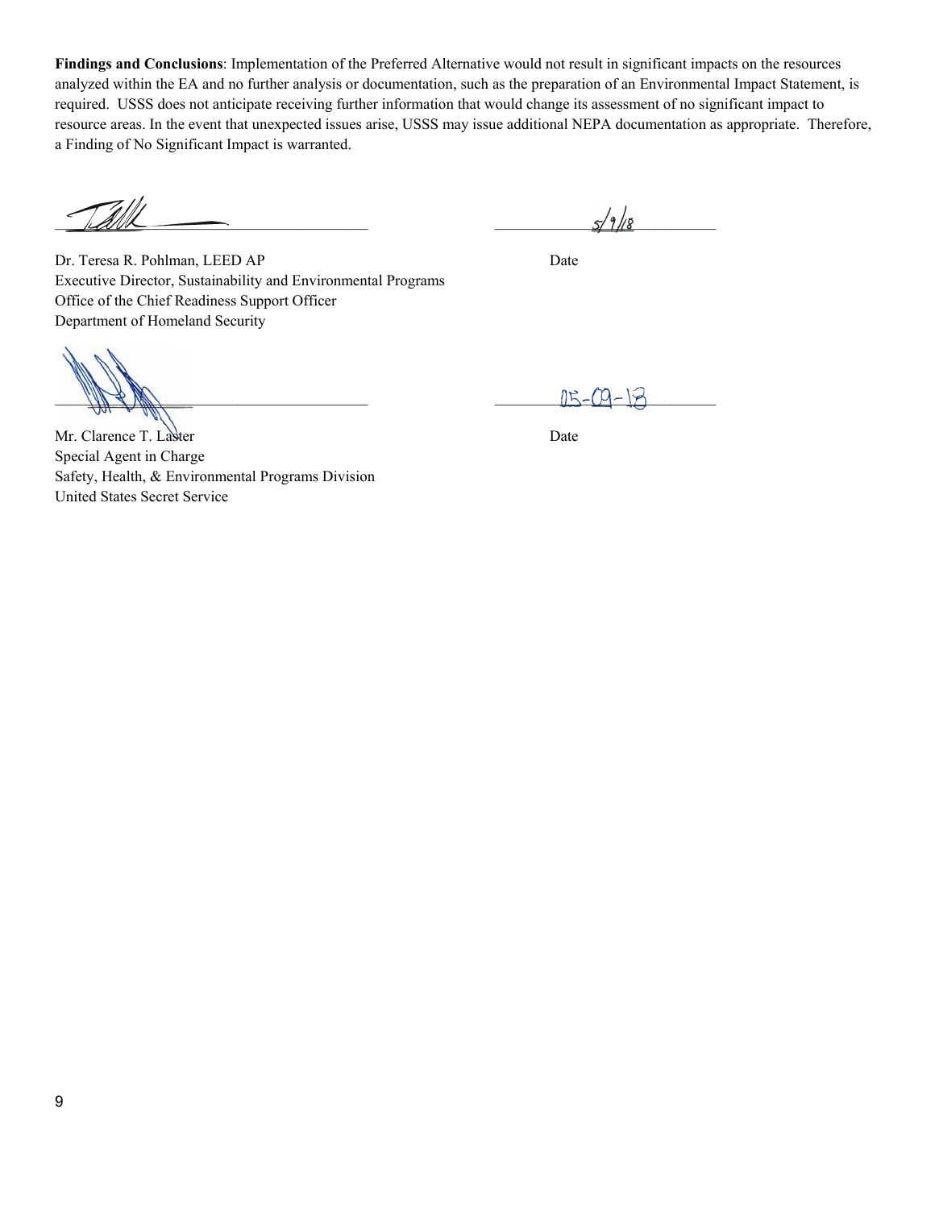**Findings and Conclusions**: Implementation of the Preferred Alternative would not result in significant impacts on the resources analyzed within the EA and no further analysis or documentation, such as the preparation of an Environmental Impact Statement, is required. USSS does not anticipate receiving further information that would change its assessment of no significant impact to resource areas. In the event that unexpected issues arise, USSS may issue additional NEPA documentation as appropriate. Therefore, a Finding of No Significant Impact is warranted.

\_\_\_\_\_\_\_\_\_\_\_\_\_\_\_\_\_\_\_\_\_\_\_\_\_\_\_\_\_\_\_\_\_\_\_\_\_\_ \_\_\_\_\_\_\_\_\_\_5/9/18\_\_\_\_\_\_\_\_\_\_

Dr. Teresa R. Pohlman, LEED AP — Date
Executive Director, Sustainability and Environmental Programs
Office of the Chief Readiness Support Officer
Department of Homeland Security

\_\_\_\_\_\_\_\_\_\_\_\_\_\_\_\_\_\_\_\_\_\_\_\_\_\_\_\_\_\_\_\_\_\_\_\_\_\_ \_\_\_\_\_\_\_\_\_\_05-09-18\_\_\_\_\_\_\_\_\_\_

Mr. Clarence T. Laster — Date
Special Agent in Charge
Safety, Health, & Environmental Programs Division
United States Secret Service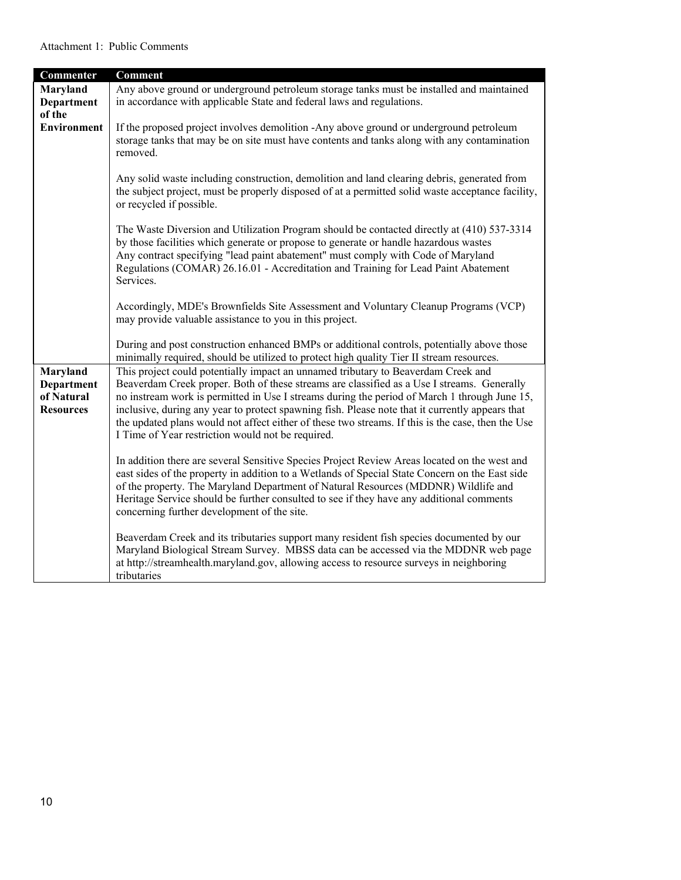Attachment 1: Public Comments

| Commenter | Comment |
| --- | --- |
| **Maryland Department of the Environment** | Any above ground or underground petroleum storage tanks must be installed and maintained in accordance with applicable State and federal laws and regulations.<br><br>If the proposed project involves demolition -Any above ground or underground petroleum storage tanks that may be on site must have contents and tanks along with any contamination removed.<br><br>Any solid waste including construction, demolition and land clearing debris, generated from the subject project, must be properly disposed of at a permitted solid waste acceptance facility, or recycled if possible.<br><br>The Waste Diversion and Utilization Program should be contacted directly at (410) 537-3314 by those facilities which generate or propose to generate or handle hazardous wastes Any contract specifying "lead paint abatement" must comply with Code of Maryland Regulations (COMAR) 26.16.01 - Accreditation and Training for Lead Paint Abatement Services.<br><br>Accordingly, MDE's Brownfields Site Assessment and Voluntary Cleanup Programs (VCP) may provide valuable assistance to you in this project.<br><br>During and post construction enhanced BMPs or additional controls, potentially above those minimally required, should be utilized to protect high quality Tier II stream resources. |
| **Maryland Department of Natural Resources** | This project could potentially impact an unnamed tributary to Beaverdam Creek and Beaverdam Creek proper. Both of these streams are classified as a Use I streams. Generally no instream work is permitted in Use I streams during the period of March 1 through June 15, inclusive, during any year to protect spawning fish. Please note that it currently appears that the updated plans would not affect either of these two streams. If this is the case, then the Use I Time of Year restriction would not be required.<br><br>In addition there are several Sensitive Species Project Review Areas located on the west and east sides of the property in addition to a Wetlands of Special State Concern on the East side of the property. The Maryland Department of Natural Resources (MDDNR) Wildlife and Heritage Service should be further consulted to see if they have any additional comments concerning further development of the site.<br><br>Beaverdam Creek and its tributaries support many resident fish species documented by our Maryland Biological Stream Survey. MBSS data can be accessed via the MDDNR web page at http://streamhealth.maryland.gov, allowing access to resource surveys in neighboring tributaries |